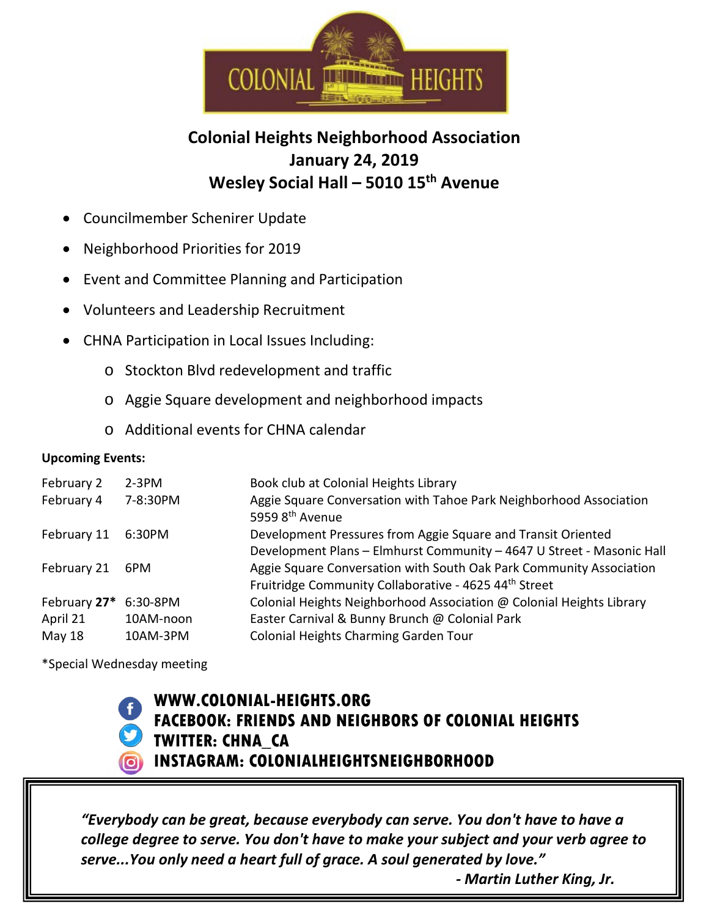COLONIAL HEIGHTS

# Colonial Heights Neighborhood Association
## January 24, 2019
## Wesley Social Hall – 5010 15th Avenue

- Councilmember Schenirer Update
- Neighborhood Priorities for 2019
- Event and Committee Planning and Participation
- Volunteers and Leadership Recruitment
- CHNA Participation in Local Issues Including:
  - Stockton Blvd redevelopment and traffic
  - Aggie Square development and neighborhood impacts
  - Additional events for CHNA calendar

**Upcoming Events:**

| | | |
|---|---|---|
| February 2 | 2-3PM | Book club at Colonial Heights Library |
| February 4 | 7-8:30PM | Aggie Square Conversation with Tahoe Park Neighborhood Association 5959 8th Avenue |
| February 11 | 6:30PM | Development Pressures from Aggie Square and Transit Oriented Development Plans – Elmhurst Community – 4647 U Street - Masonic Hall |
| February 21 | 6PM | Aggie Square Conversation with South Oak Park Community Association Fruitridge Community Collaborative - 4625 44th Street |
| February **27*** | 6:30-8PM | Colonial Heights Neighborhood Association @ Colonial Heights Library |
| April 21 | 10AM-noon | Easter Carnival & Bunny Brunch @ Colonial Park |
| May 18 | 10AM-3PM | Colonial Heights Charming Garden Tour |

*Special Wednesday meeting

**WWW.COLONIAL-HEIGHTS.ORG**
**FACEBOOK: FRIENDS AND NEIGHBORS OF COLONIAL HEIGHTS**
**TWITTER: CHNA_CA**
**INSTAGRAM: COLONIALHEIGHTSNEIGHBORHOOD**

***"Everybody can be great, because everybody can serve. You don't have to have a college degree to serve. You don't have to make your subject and your verb agree to serve...You only need a heart full of grace. A soul generated by love."***

***- Martin Luther King, Jr.***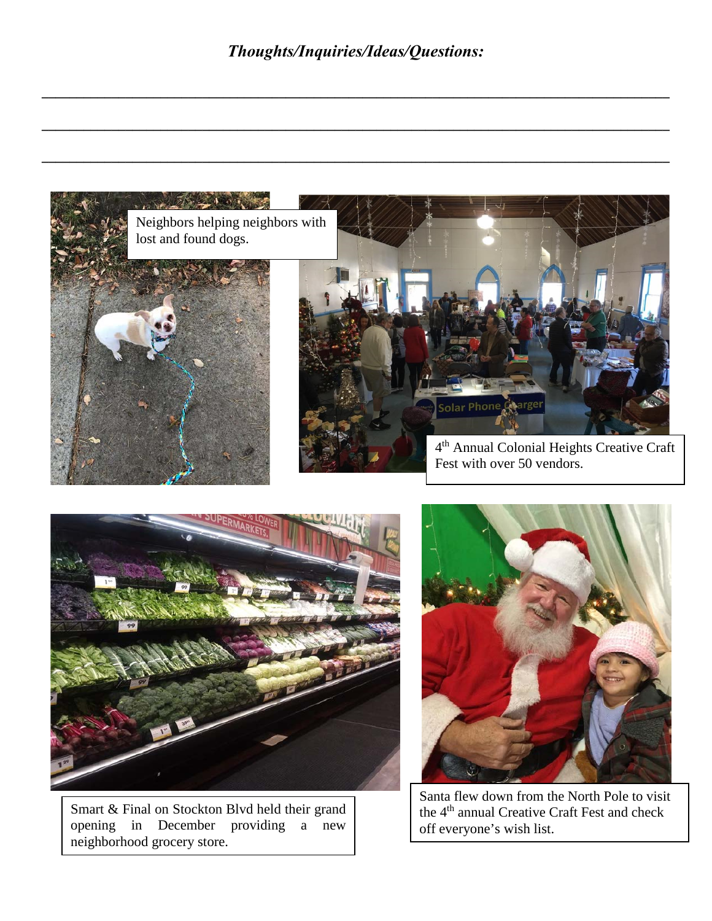***Thoughts/Inquiries/Ideas/Questions:***

\_\_\_\_\_\_\_\_\_\_\_\_\_\_\_\_\_\_\_\_\_\_\_\_\_\_\_\_\_\_\_\_\_\_\_\_\_\_\_\_\_\_\_\_\_\_\_\_\_\_\_\_\_\_\_\_\_\_\_\_\_\_\_\_\_\_\_\_\_\_\_\_

\_\_\_\_\_\_\_\_\_\_\_\_\_\_\_\_\_\_\_\_\_\_\_\_\_\_\_\_\_\_\_\_\_\_\_\_\_\_\_\_\_\_\_\_\_\_\_\_\_\_\_\_\_\_\_\_\_\_\_\_\_\_\_\_\_\_\_\_\_\_\_\_

\_\_\_\_\_\_\_\_\_\_\_\_\_\_\_\_\_\_\_\_\_\_\_\_\_\_\_\_\_\_\_\_\_\_\_\_\_\_\_\_\_\_\_\_\_\_\_\_\_\_\_\_\_\_\_\_\_\_\_\_\_\_\_\_\_\_\_\_\_\_\_\_

Neighbors helping neighbors with lost and found dogs.

4th Annual Colonial Heights Creative Craft Fest with over 50 vendors.

Smart & Final on Stockton Blvd held their grand opening in December providing a new neighborhood grocery store.

Santa flew down from the North Pole to visit the 4th annual Creative Craft Fest and check off everyone's wish list.